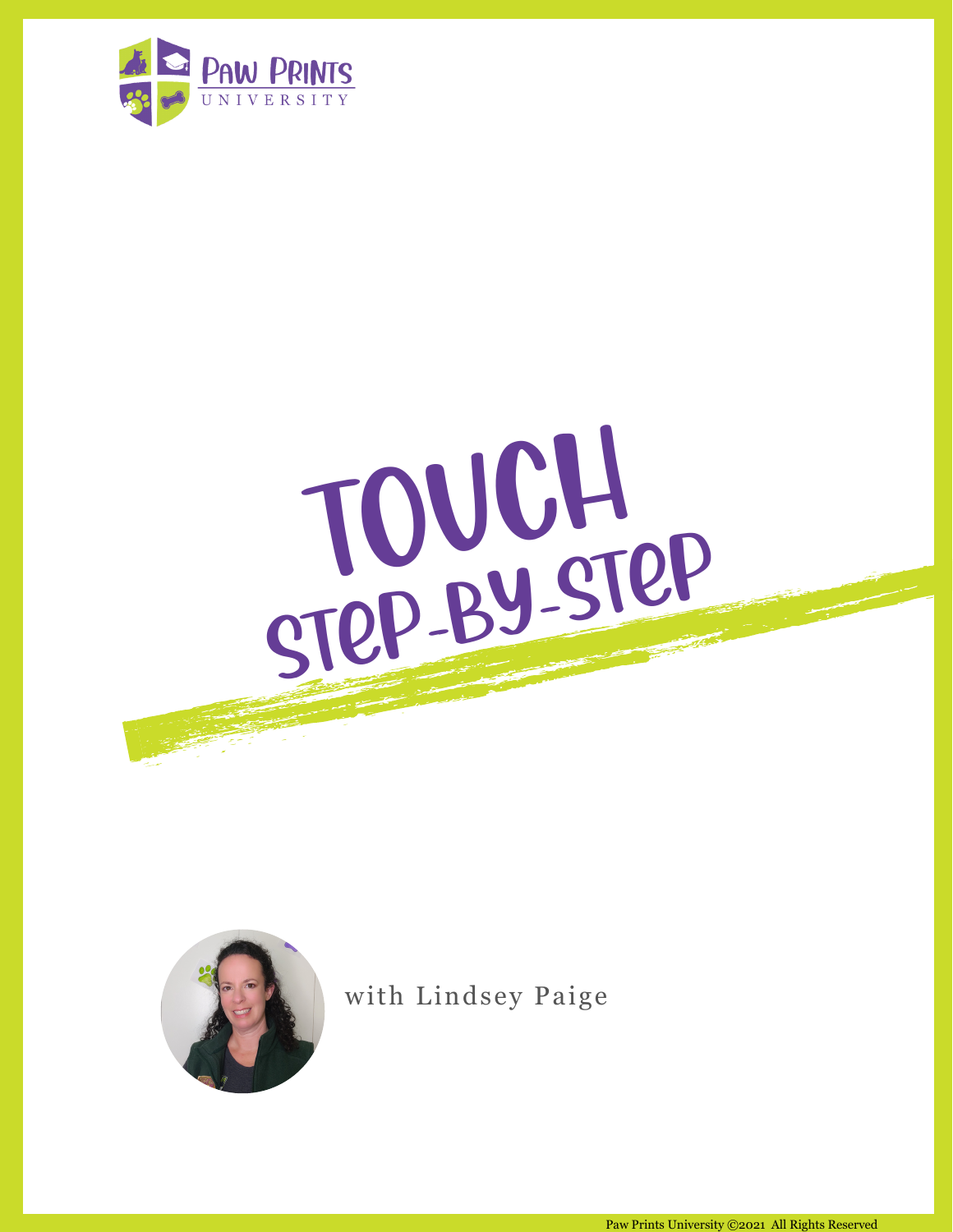Paw Prints University

# TOUCH
## Step-By-Step

with Lindsey Paige

Paw Prints University ©2021 All Rights Reserved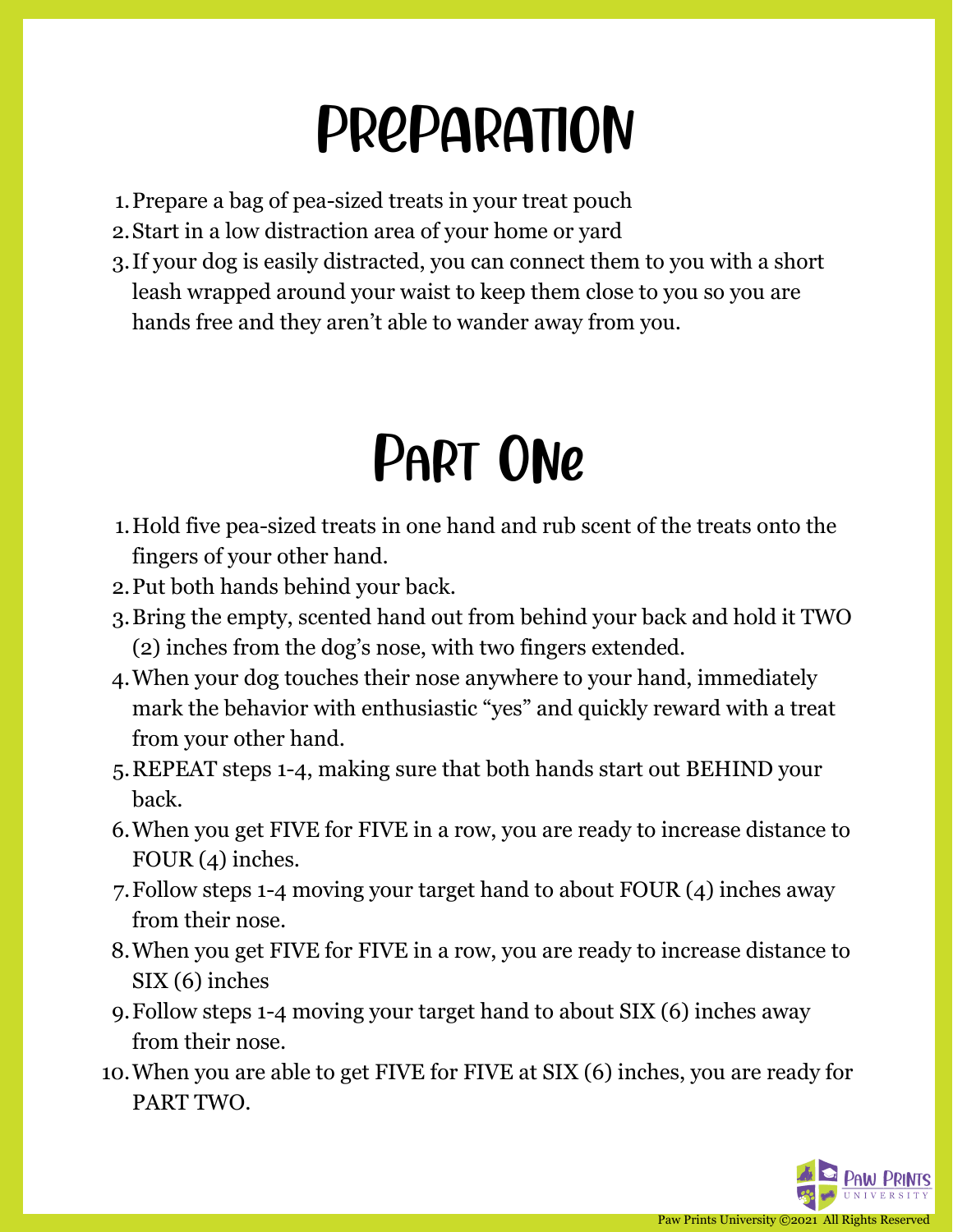# PREPARATION

1. Prepare a bag of pea-sized treats in your treat pouch
2. Start in a low distraction area of your home or yard
3. If your dog is easily distracted, you can connect them to you with a short leash wrapped around your waist to keep them close to you so you are hands free and they aren't able to wander away from you.

# PART ONE

1. Hold five pea-sized treats in one hand and rub scent of the treats onto the fingers of your other hand.
2. Put both hands behind your back.
3. Bring the empty, scented hand out from behind your back and hold it TWO (2) inches from the dog's nose, with two fingers extended.
4. When your dog touches their nose anywhere to your hand, immediately mark the behavior with enthusiastic "yes" and quickly reward with a treat from your other hand.
5. REPEAT steps 1-4, making sure that both hands start out BEHIND your back.
6. When you get FIVE for FIVE in a row, you are ready to increase distance to FOUR (4) inches.
7. Follow steps 1-4 moving your target hand to about FOUR (4) inches away from their nose.
8. When you get FIVE for FIVE in a row, you are ready to increase distance to SIX (6) inches
9. Follow steps 1-4 moving your target hand to about SIX (6) inches away from their nose.
10. When you are able to get FIVE for FIVE at SIX (6) inches, you are ready for PART TWO.

Paw Prints University ©2021 All Rights Reserved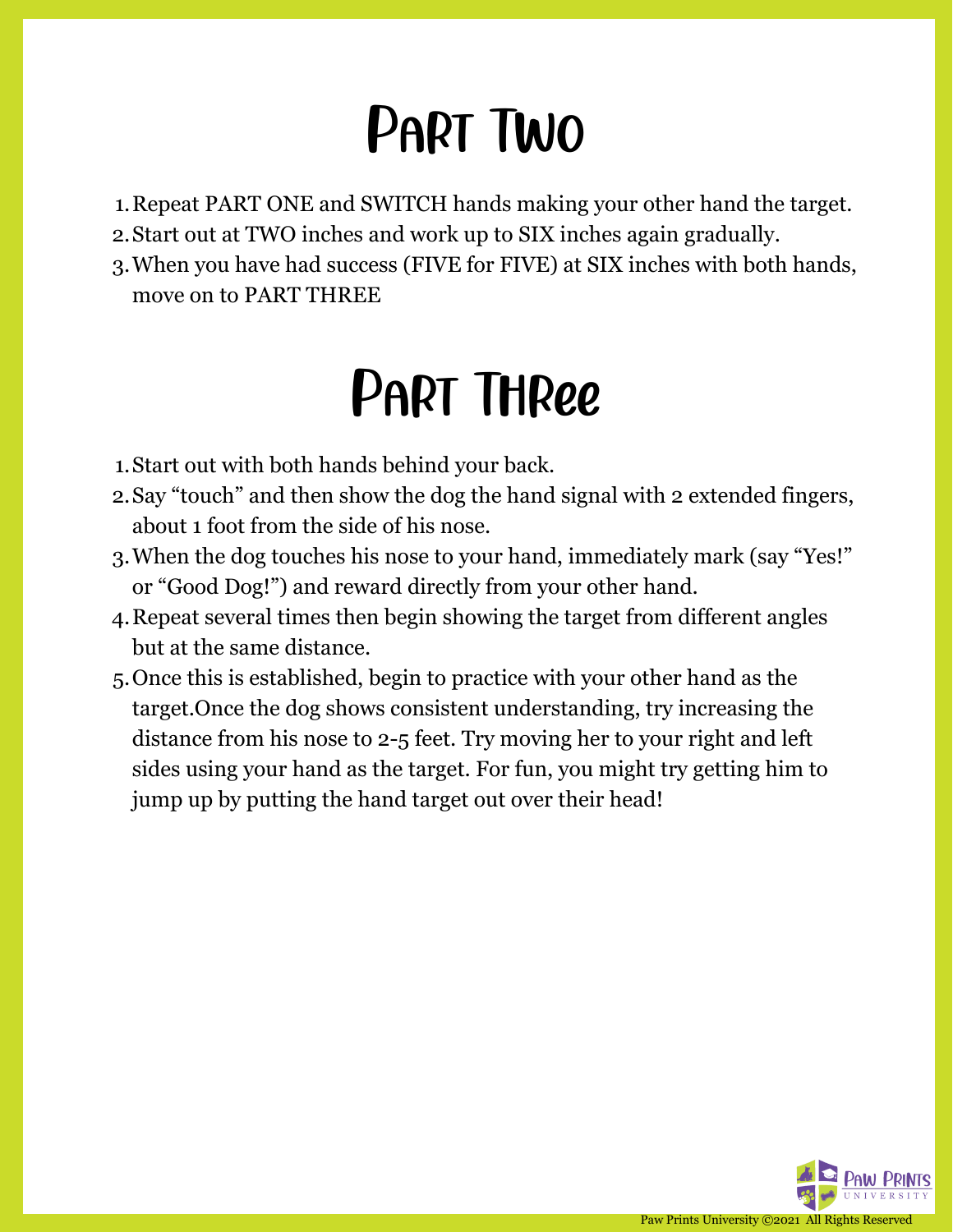# Part Two

1. Repeat PART ONE and SWITCH hands making your other hand the target.
2. Start out at TWO inches and work up to SIX inches again gradually.
3. When you have had success (FIVE for FIVE) at SIX inches with both hands, move on to PART THREE

# Part Three

1. Start out with both hands behind your back.
2. Say "touch" and then show the dog the hand signal with 2 extended fingers, about 1 foot from the side of his nose.
3. When the dog touches his nose to your hand, immediately mark (say "Yes!" or "Good Dog!") and reward directly from your other hand.
4. Repeat several times then begin showing the target from different angles but at the same distance.
5. Once this is established, begin to practice with your other hand as the target.Once the dog shows consistent understanding, try increasing the distance from his nose to 2-5 feet. Try moving her to your right and left sides using your hand as the target. For fun, you might try getting him to jump up by putting the hand target out over their head!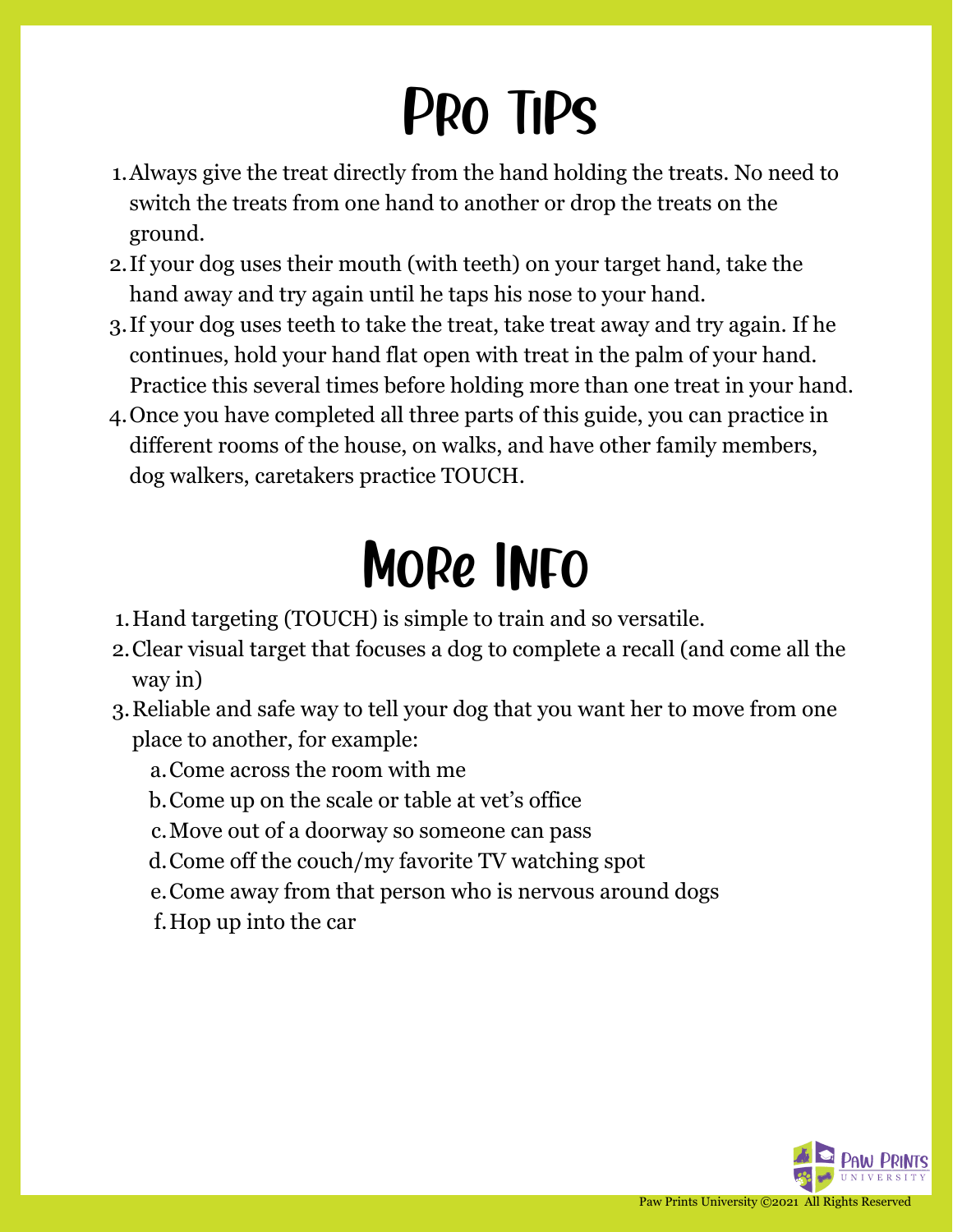# Pro Tips

1. Always give the treat directly from the hand holding the treats. No need to switch the treats from one hand to another or drop the treats on the ground.
2. If your dog uses their mouth (with teeth) on your target hand, take the hand away and try again until he taps his nose to your hand.
3. If your dog uses teeth to take the treat, take treat away and try again. If he continues, hold your hand flat open with treat in the palm of your hand. Practice this several times before holding more than one treat in your hand.
4. Once you have completed all three parts of this guide, you can practice in different rooms of the house, on walks, and have other family members, dog walkers, caretakers practice TOUCH.

# More Info

1. Hand targeting (TOUCH) is simple to train and so versatile.
2. Clear visual target that focuses a dog to complete a recall (and come all the way in)
3. Reliable and safe way to tell your dog that you want her to move from one place to another, for example:
   a. Come across the room with me
   b. Come up on the scale or table at vet's office
   c. Move out of a doorway so someone can pass
   d. Come off the couch/my favorite TV watching spot
   e. Come away from that person who is nervous around dogs
   f. Hop up into the car

Paw Prints University ©2021 All Rights Reserved